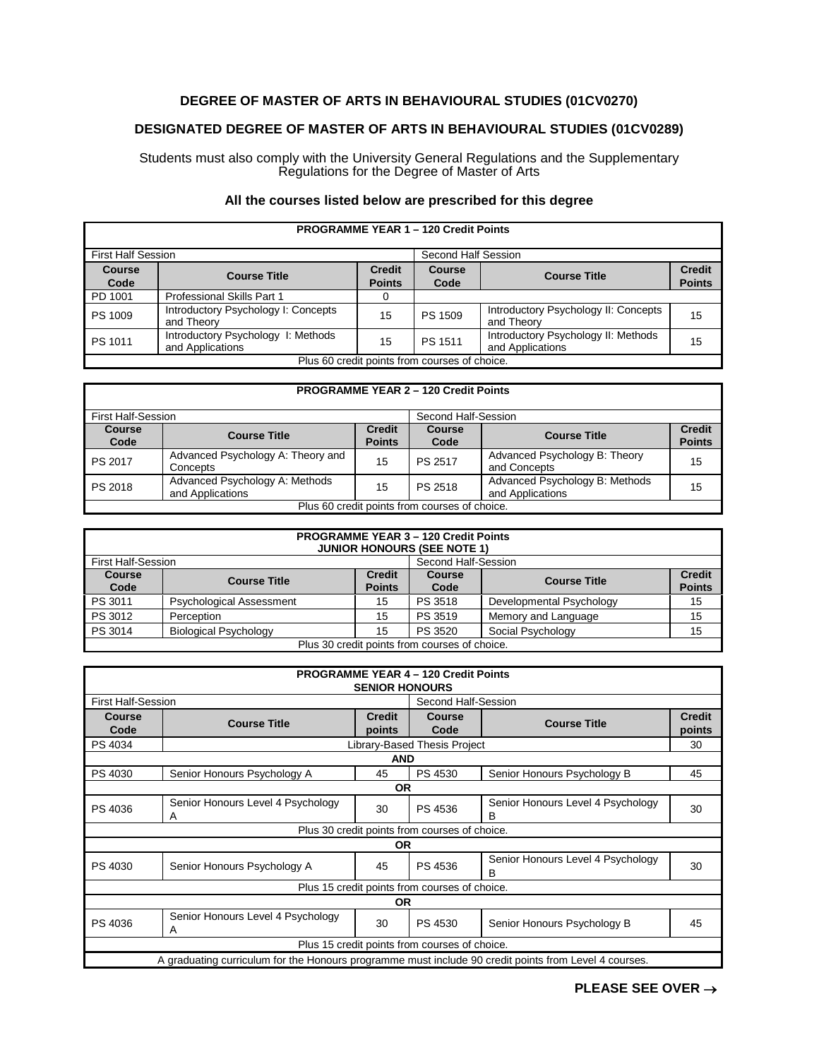## DEGREE OF MASTER OF ARTS IN BEHAVIOURAL STUDIES (01CV0270)

## DESIGNATED DEGREE OF MASTER OF ARTS IN BEHAVIOURAL STUDIES (01CV0289)

Students must also comply with the University General Regulations and the Supplementary Regulations for the Degree of Master of Arts

**All the courses listed below are prescribed for this degree**

| **PROGRAMME YEAR 1 – 120 Credit Points** | | | | | |
|---|---|---|---|---|---|
| First Half Session | | | Second Half Session | | |
| **Course Code** | **Course Title** | **Credit Points** | **Course Code** | **Course Title** | **Credit Points** |
| PD 1001 | Professional Skills Part 1 | 0 | | | |
| PS 1009 | Introductory Psychology I: Concepts and Theory | 15 | PS 1509 | Introductory Psychology II: Concepts and Theory | 15 |
| PS 1011 | Introductory Psychology I: Methods and Applications | 15 | PS 1511 | Introductory Psychology II: Methods and Applications | 15 |
| Plus 60 credit points from courses of choice. | | | | | |

| **PROGRAMME YEAR 2 – 120 Credit Points** | | | | | |
|---|---|---|---|---|---|
| First Half-Session | | | Second Half-Session | | |
| **Course Code** | **Course Title** | **Credit Points** | **Course Code** | **Course Title** | **Credit Points** |
| PS 2017 | Advanced Psychology A: Theory and Concepts | 15 | PS 2517 | Advanced Psychology B: Theory and Concepts | 15 |
| PS 2018 | Advanced Psychology A: Methods and Applications | 15 | PS 2518 | Advanced Psychology B: Methods and Applications | 15 |
| Plus 60 credit points from courses of choice. | | | | | |

| **PROGRAMME YEAR 3 – 120 Credit Points JUNIOR HONOURS (SEE NOTE 1)** | | | | | |
|---|---|---|---|---|---|
| First Half-Session | | | Second Half-Session | | |
| **Course Code** | **Course Title** | **Credit Points** | **Course Code** | **Course Title** | **Credit Points** |
| PS 3011 | Psychological Assessment | 15 | PS 3518 | Developmental Psychology | 15 |
| PS 3012 | Perception | 15 | PS 3519 | Memory and Language | 15 |
| PS 3014 | Biological Psychology | 15 | PS 3520 | Social Psychology | 15 |
| Plus 30 credit points from courses of choice. | | | | | |

| **PROGRAMME YEAR 4 – 120 Credit Points SENIOR HONOURS** | | | | | |
|---|---|---|---|---|---|
| First Half-Session | | | Second Half-Session | | |
| **Course Code** | **Course Title** | **Credit points** | **Course Code** | **Course Title** | **Credit points** |
| PS 4034 | Library-Based Thesis Project | | | | 30 |
| **AND** | | | | | |
| PS 4030 | Senior Honours Psychology A | 45 | PS 4530 | Senior Honours Psychology B | 45 |
| **OR** | | | | | |
| PS 4036 | Senior Honours Level 4 Psychology A | 30 | PS 4536 | Senior Honours Level 4 Psychology B | 30 |
| Plus 30 credit points from courses of choice. | | | | | |
| **OR** | | | | | |
| PS 4030 | Senior Honours Psychology A | 45 | PS 4536 | Senior Honours Level 4 Psychology B | 30 |
| Plus 15 credit points from courses of choice. | | | | | |
| **OR** | | | | | |
| PS 4036 | Senior Honours Level 4 Psychology A | 30 | PS 4530 | Senior Honours Psychology B | 45 |
| Plus 15 credit points from courses of choice. | | | | | |
| A graduating curriculum for the Honours programme must include 90 credit points from Level 4 courses. | | | | | |

**PLEASE SEE OVER →**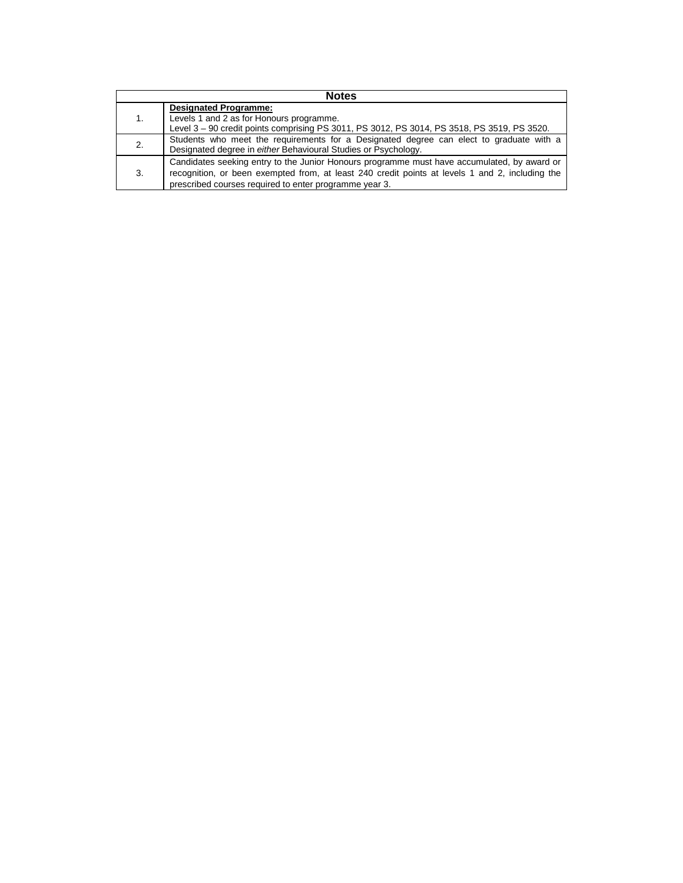| Notes | |
|---|---|
| 1. | **Designated Programme:**<br>Levels 1 and 2 as for Honours programme.<br>Level 3 – 90 credit points comprising PS 3011, PS 3012, PS 3014, PS 3518, PS 3519, PS 3520. |
| 2. | Students who meet the requirements for a Designated degree can elect to graduate with a Designated degree in *either* Behavioural Studies or Psychology. |
| 3. | Candidates seeking entry to the Junior Honours programme must have accumulated, by award or recognition, or been exempted from, at least 240 credit points at levels 1 and 2, including the prescribed courses required to enter programme year 3. |